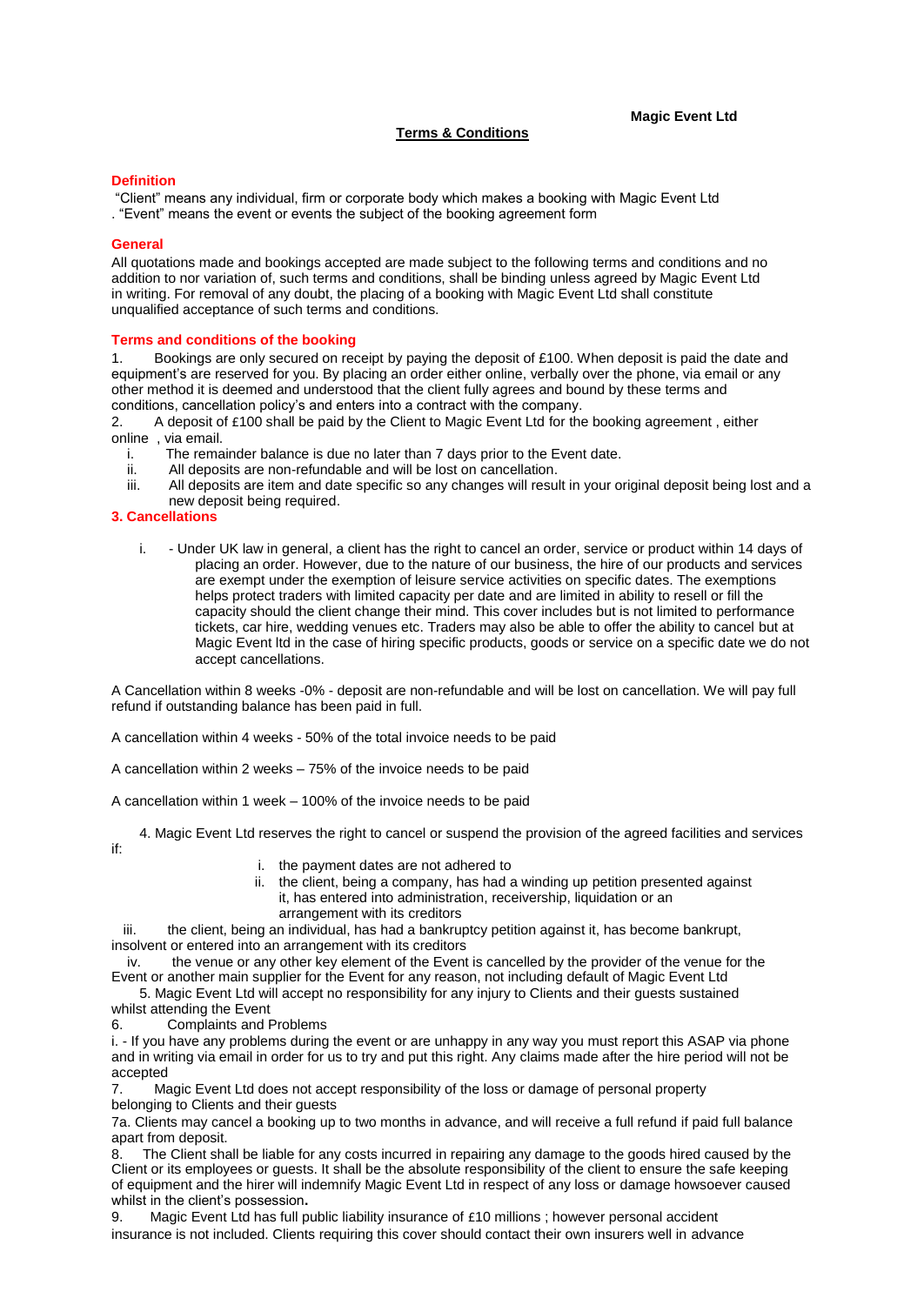**Magic Event Ltd**

# Terms & Conditions

## Definition

"Client" means any individual, firm or corporate body which makes a booking with Magic Event Ltd . "Event" means the event or events the subject of the booking agreement form

## General

All quotations made and bookings accepted are made subject to the following terms and conditions and no addition to nor variation of, such terms and conditions, shall be binding unless agreed by Magic Event Ltd in writing. For removal of any doubt, the placing of a booking with Magic Event Ltd shall constitute unqualified acceptance of such terms and conditions.

## Terms and conditions of the booking

1. Bookings are only secured on receipt by paying the deposit of £100. When deposit is paid the date and equipment's are reserved for you. By placing an order either online, verbally over the phone, via email or any other method it is deemed and understood that the client fully agrees and bound by these terms and conditions, cancellation policy's and enters into a contract with the company.
2. A deposit of £100 shall be paid by the Client to Magic Event Ltd for the booking agreement , either online , via email.
   i. The remainder balance is due no later than 7 days prior to the Event date.
   ii. All deposits are non-refundable and will be lost on cancellation.
   iii. All deposits are item and date specific so any changes will result in your original deposit being lost and a new deposit being required.

## 3. Cancellations

i. - Under UK law in general, a client has the right to cancel an order, service or product within 14 days of placing an order. However, due to the nature of our business, the hire of our products and services are exempt under the exemption of leisure service activities on specific dates. The exemptions helps protect traders with limited capacity per date and are limited in ability to resell or fill the capacity should the client change their mind. This cover includes but is not limited to performance tickets, car hire, wedding venues etc. Traders may also be able to offer the ability to cancel but at Magic Event ltd in the case of hiring specific products, goods or service on a specific date we do not accept cancellations.

A Cancellation within 8 weeks -0% - deposit are non-refundable and will be lost on cancellation. We will pay full refund if outstanding balance has been paid in full.

A cancellation within 4 weeks - 50% of the total invoice needs to be paid

A cancellation within 2 weeks – 75% of the invoice needs to be paid

A cancellation within 1 week – 100% of the invoice needs to be paid

4. Magic Event Ltd reserves the right to cancel or suspend the provision of the agreed facilities and services if:
   i. the payment dates are not adhered to
   ii. the client, being a company, has had a winding up petition presented against it, has entered into administration, receivership, liquidation or an arrangement with its creditors
   iii. the client, being an individual, has had a bankruptcy petition against it, has become bankrupt, insolvent or entered into an arrangement with its creditors
   iv. the venue or any other key element of the Event is cancelled by the provider of the venue for the Event or another main supplier for the Event for any reason, not including default of Magic Event Ltd
5. Magic Event Ltd will accept no responsibility for any injury to Clients and their guests sustained whilst attending the Event
6. Complaints and Problems

i. - If you have any problems during the event or are unhappy in any way you must report this ASAP via phone and in writing via email in order for us to try and put this right. Any claims made after the hire period will not be accepted

7. Magic Event Ltd does not accept responsibility of the loss or damage of personal property belonging to Clients and their guests

7a. Clients may cancel a booking up to two months in advance, and will receive a full refund if paid full balance apart from deposit.

8. The Client shall be liable for any costs incurred in repairing any damage to the goods hired caused by the Client or its employees or guests. It shall be the absolute responsibility of the client to ensure the safe keeping of equipment and the hirer will indemnify Magic Event Ltd in respect of any loss or damage howsoever caused whilst in the client's possession**.**
9. Magic Event Ltd has full public liability insurance of £10 millions ; however personal accident insurance is not included. Clients requiring this cover should contact their own insurers well in advance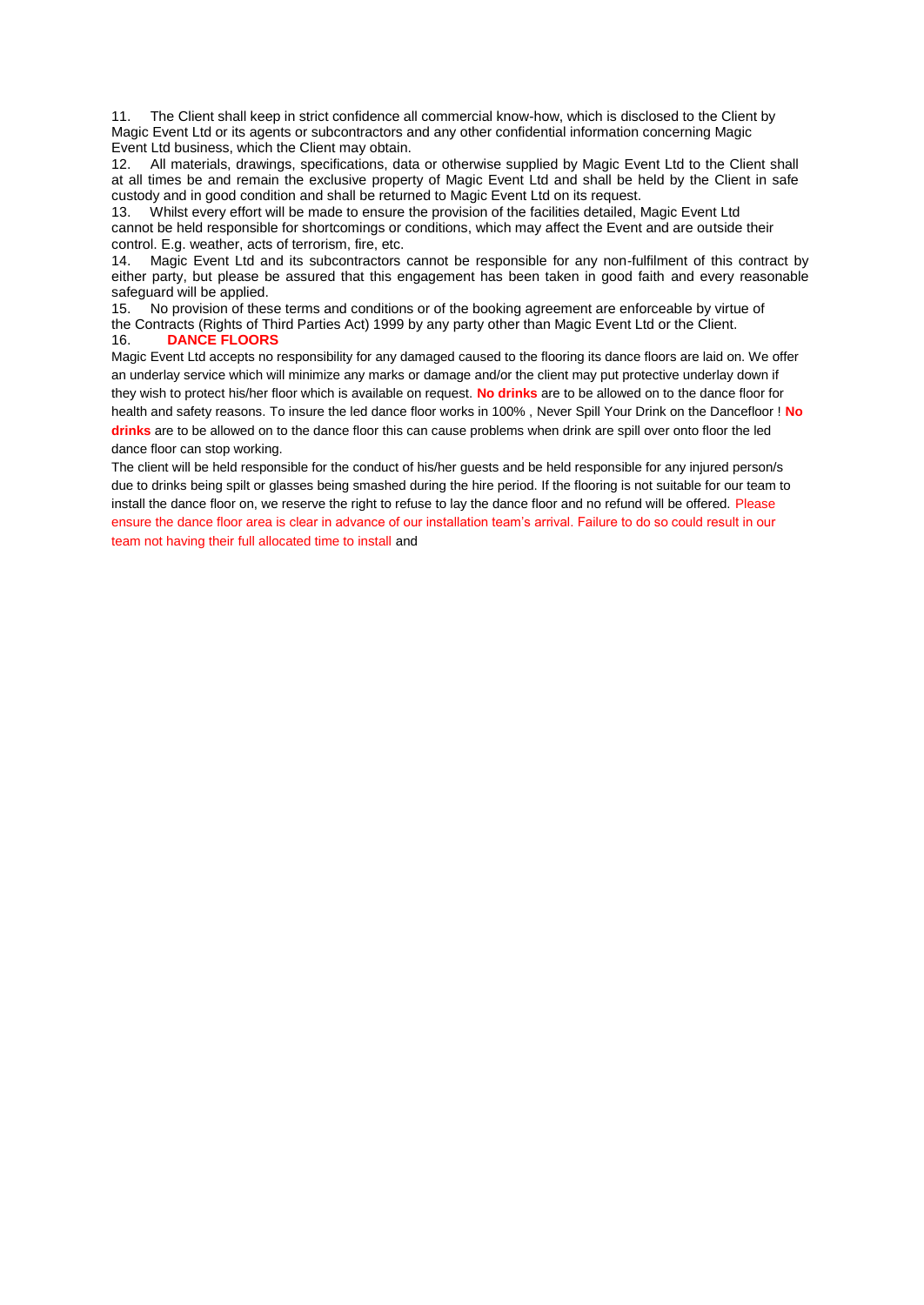11. The Client shall keep in strict confidence all commercial know-how, which is disclosed to the Client by Magic Event Ltd or its agents or subcontractors and any other confidential information concerning Magic Event Ltd business, which the Client may obtain.

12. All materials, drawings, specifications, data or otherwise supplied by Magic Event Ltd to the Client shall at all times be and remain the exclusive property of Magic Event Ltd and shall be held by the Client in safe custody and in good condition and shall be returned to Magic Event Ltd on its request.

13. Whilst every effort will be made to ensure the provision of the facilities detailed, Magic Event Ltd cannot be held responsible for shortcomings or conditions, which may affect the Event and are outside their control. E.g. weather, acts of terrorism, fire, etc.

14. Magic Event Ltd and its subcontractors cannot be responsible for any non-fulfilment of this contract by either party, but please be assured that this engagement has been taken in good faith and every reasonable safeguard will be applied.

15. No provision of these terms and conditions or of the booking agreement are enforceable by virtue of the Contracts (Rights of Third Parties Act) 1999 by any party other than Magic Event Ltd or the Client.

16. **DANCE FLOORS**

Magic Event Ltd accepts no responsibility for any damaged caused to the flooring its dance floors are laid on. We offer an underlay service which will minimize any marks or damage and/or the client may put protective underlay down if they wish to protect his/her floor which is available on request. **No drinks** are to be allowed on to the dance floor for health and safety reasons. To insure the led dance floor works in 100% , Never Spill Your Drink on the Dancefloor ! **No drinks** are to be allowed on to the dance floor this can cause problems when drink are spill over onto floor the led dance floor can stop working.

The client will be held responsible for the conduct of his/her guests and be held responsible for any injured person/s due to drinks being spilt or glasses being smashed during the hire period. If the flooring is not suitable for our team to install the dance floor on, we reserve the right to refuse to lay the dance floor and no refund will be offered. Please ensure the dance floor area is clear in advance of our installation team's arrival. Failure to do so could result in our team not having their full allocated time to install and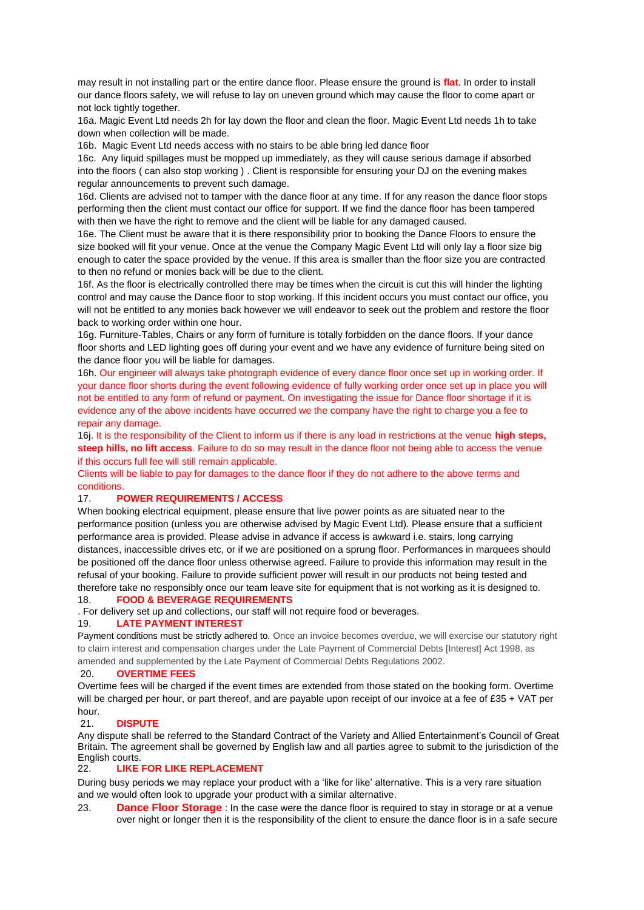may result in not installing part or the entire dance floor. Please ensure the ground is **flat**. In order to install our dance floors safety, we will refuse to lay on uneven ground which may cause the floor to come apart or not lock tightly together.

16a. Magic Event Ltd needs 2h for lay down the floor and clean the floor. Magic Event Ltd needs 1h to take down when collection will be made.

16b. Magic Event Ltd needs access with no stairs to be able bring led dance floor

16c. Any liquid spillages must be mopped up immediately, as they will cause serious damage if absorbed into the floors ( can also stop working ) . Client is responsible for ensuring your DJ on the evening makes regular announcements to prevent such damage.

16d. Clients are advised not to tamper with the dance floor at any time. If for any reason the dance floor stops performing then the client must contact our office for support. If we find the dance floor has been tampered with then we have the right to remove and the client will be liable for any damaged caused.

16e. The Client must be aware that it is there responsibility prior to booking the Dance Floors to ensure the size booked will fit your venue. Once at the venue the Company Magic Event Ltd will only lay a floor size big enough to cater the space provided by the venue. If this area is smaller than the floor size you are contracted to then no refund or monies back will be due to the client.

16f. As the floor is electrically controlled there may be times when the circuit is cut this will hinder the lighting control and may cause the Dance floor to stop working. If this incident occurs you must contact our office, you will not be entitled to any monies back however we will endeavor to seek out the problem and restore the floor back to working order within one hour.

16g. Furniture-Tables, Chairs or any form of furniture is totally forbidden on the dance floors. If your dance floor shorts and LED lighting goes off during your event and we have any evidence of furniture being sited on the dance floor you will be liable for damages.

16h. Our engineer will always take photograph evidence of every dance floor once set up in working order. If your dance floor shorts during the event following evidence of fully working order once set up in place you will not be entitled to any form of refund or payment. On investigating the issue for Dance floor shortage if it is evidence any of the above incidents have occurred we the company have the right to charge you a fee to repair any damage.

16j. It is the responsibility of the Client to inform us if there is any load in restrictions at the venue **high steps, steep hills, no lift access**. Failure to do so may result in the dance floor not being able to access the venue if this occurs full fee will still remain applicable.

Clients will be liable to pay for damages to the dance floor if they do not adhere to the above terms and conditions.

## 17. POWER REQUIREMENTS / ACCESS

When booking electrical equipment, please ensure that live power points as are situated near to the performance position (unless you are otherwise advised by Magic Event Ltd). Please ensure that a sufficient performance area is provided. Please advise in advance if access is awkward i.e. stairs, long carrying distances, inaccessible drives etc, or if we are positioned on a sprung floor. Performances in marquees should be positioned off the dance floor unless otherwise agreed. Failure to provide this information may result in the refusal of your booking. Failure to provide sufficient power will result in our products not being tested and therefore take no responsibly once our team leave site for equipment that is not working as it is designed to.

## 18. FOOD & BEVERAGE REQUIREMENTS

. For delivery set up and collections, our staff will not require food or beverages.

## 19. LATE PAYMENT INTEREST

Payment conditions must be strictly adhered to. Once an invoice becomes overdue, we will exercise our statutory right to claim interest and compensation charges under the Late Payment of Commercial Debts [Interest] Act 1998, as amended and supplemented by the Late Payment of Commercial Debts Regulations 2002.

## 20. OVERTIME FEES

Overtime fees will be charged if the event times are extended from those stated on the booking form. Overtime will be charged per hour, or part thereof, and are payable upon receipt of our invoice at a fee of £35 + VAT per hour.

## 21. DISPUTE

Any dispute shall be referred to the Standard Contract of the Variety and Allied Entertainment's Council of Great Britain. The agreement shall be governed by English law and all parties agree to submit to the jurisdiction of the English courts.

## 22. LIKE FOR LIKE REPLACEMENT

During busy periods we may replace your product with a 'like for like' alternative. This is a very rare situation and we would often look to upgrade your product with a similar alternative.

23. **Dance Floor Storage** : In the case were the dance floor is required to stay in storage or at a venue over night or longer then it is the responsibility of the client to ensure the dance floor is in a safe secure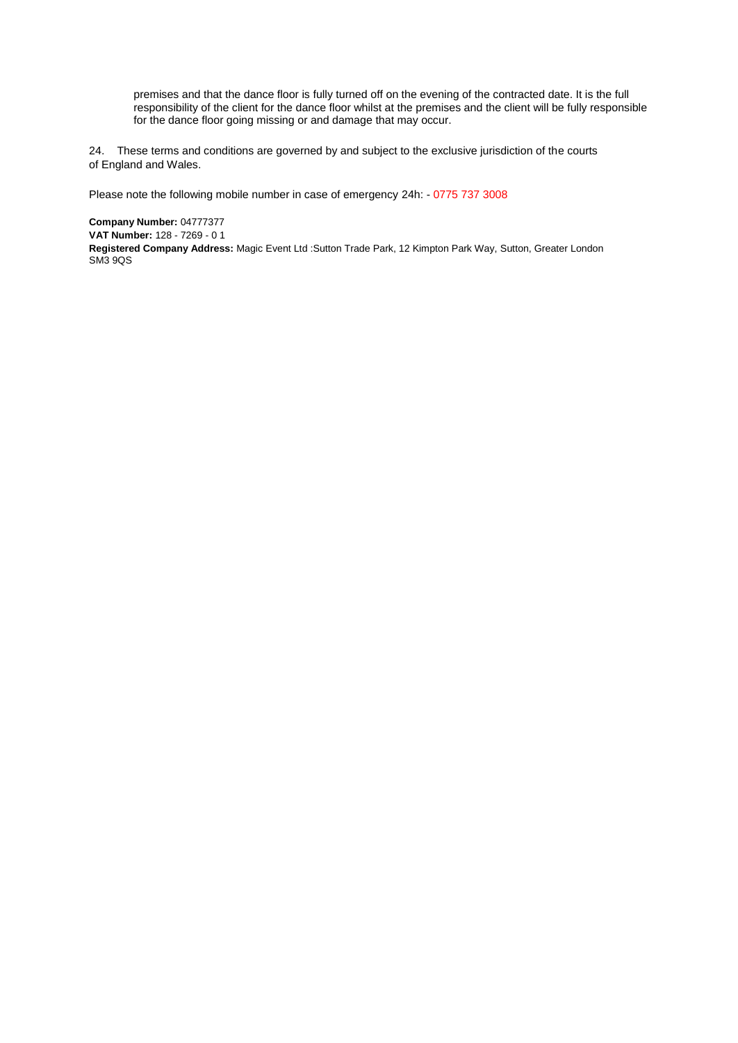premises and that the dance floor is fully turned off on the evening of the contracted date. It is the full responsibility of the client for the dance floor whilst at the premises and the client will be fully responsible for the dance floor going missing or and damage that may occur.

24. These terms and conditions are governed by and subject to the exclusive jurisdiction of the courts of England and Wales.

Please note the following mobile number in case of emergency 24h: - 0775 737 3008

**Company Number:** 04777377
**VAT Number:** 128 - 7269 - 0 1
**Registered Company Address:** Magic Event Ltd :Sutton Trade Park, 12 Kimpton Park Way, Sutton, Greater London SM3 9QS